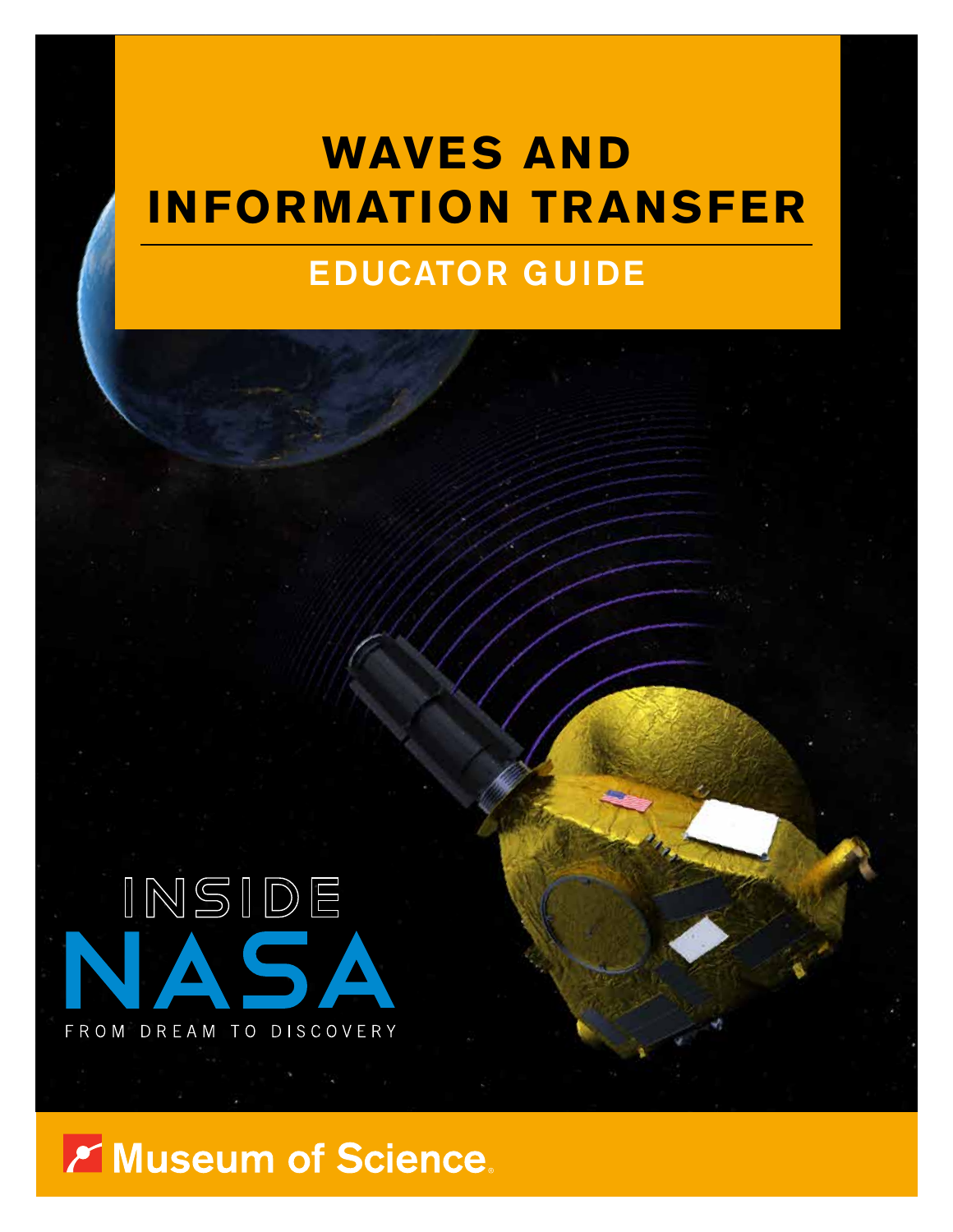# WAVES AND INFORMATION TRANSFER

## EDUCATOR GUIDE

INSIDE NASA

FROM DREAM TO DISCOVERY

Museum of Science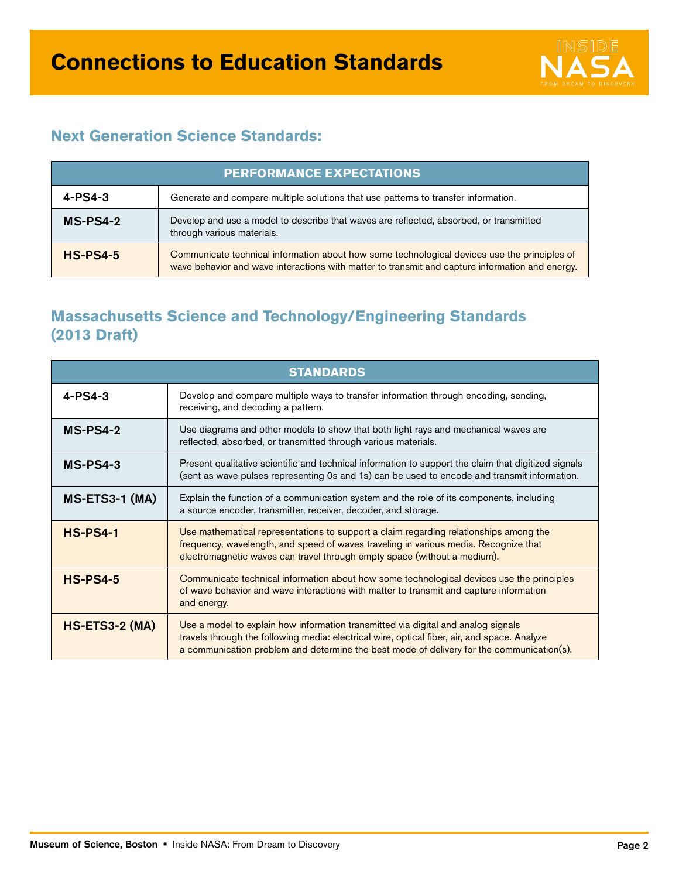# Connections to Education Standards

## Next Generation Science Standards:

| PERFORMANCE EXPECTATIONS | |
|---|---|
| **4-PS4-3** | Generate and compare multiple solutions that use patterns to transfer information. |
| **MS-PS4-2** | Develop and use a model to describe that waves are reflected, absorbed, or transmitted through various materials. |
| **HS-PS4-5** | Communicate technical information about how some technological devices use the principles of wave behavior and wave interactions with matter to transmit and capture information and energy. |

## Massachusetts Science and Technology/Engineering Standards (2013 Draft)

| STANDARDS | |
|---|---|
| **4-PS4-3** | Develop and compare multiple ways to transfer information through encoding, sending, receiving, and decoding a pattern. |
| **MS-PS4-2** | Use diagrams and other models to show that both light rays and mechanical waves are reflected, absorbed, or transmitted through various materials. |
| **MS-PS4-3** | Present qualitative scientific and technical information to support the claim that digitized signals (sent as wave pulses representing 0s and 1s) can be used to encode and transmit information. |
| **MS-ETS3-1 (MA)** | Explain the function of a communication system and the role of its components, including a source encoder, transmitter, receiver, decoder, and storage. |
| **HS-PS4-1** | Use mathematical representations to support a claim regarding relationships among the frequency, wavelength, and speed of waves traveling in various media. Recognize that electromagnetic waves can travel through empty space (without a medium). |
| **HS-PS4-5** | Communicate technical information about how some technological devices use the principles of wave behavior and wave interactions with matter to transmit and capture information and energy. |
| **HS-ETS3-2 (MA)** | Use a model to explain how information transmitted via digital and analog signals travels through the following media: electrical wire, optical fiber, air, and space. Analyze a communication problem and determine the best mode of delivery for the communication(s). |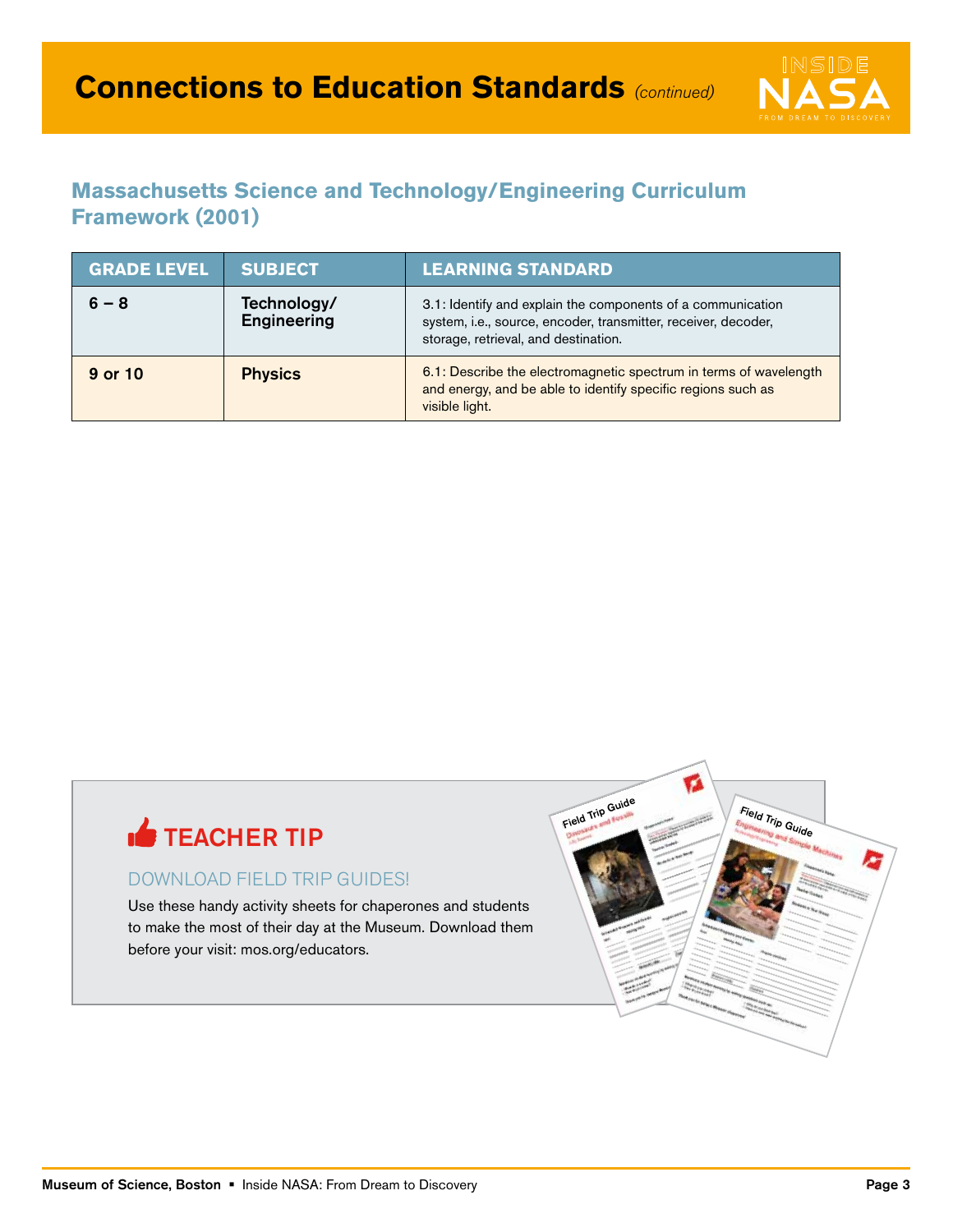# Connections to Education Standards *(continued)*

## Massachusetts Science and Technology/Engineering Curriculum Framework (2001)

| GRADE LEVEL | SUBJECT | LEARNING STANDARD |
|---|---|---|
| 6 – 8 | Technology/ Engineering | 3.1: Identify and explain the components of a communication system, i.e., source, encoder, transmitter, receiver, decoder, storage, retrieval, and destination. |
| 9 or 10 | Physics | 6.1: Describe the electromagnetic spectrum in terms of wavelength and energy, and be able to identify specific regions such as visible light. |

### TEACHER TIP

DOWNLOAD FIELD TRIP GUIDES!

Use these handy activity sheets for chaperones and students to make the most of their day at the Museum. Download them before your visit: mos.org/educators.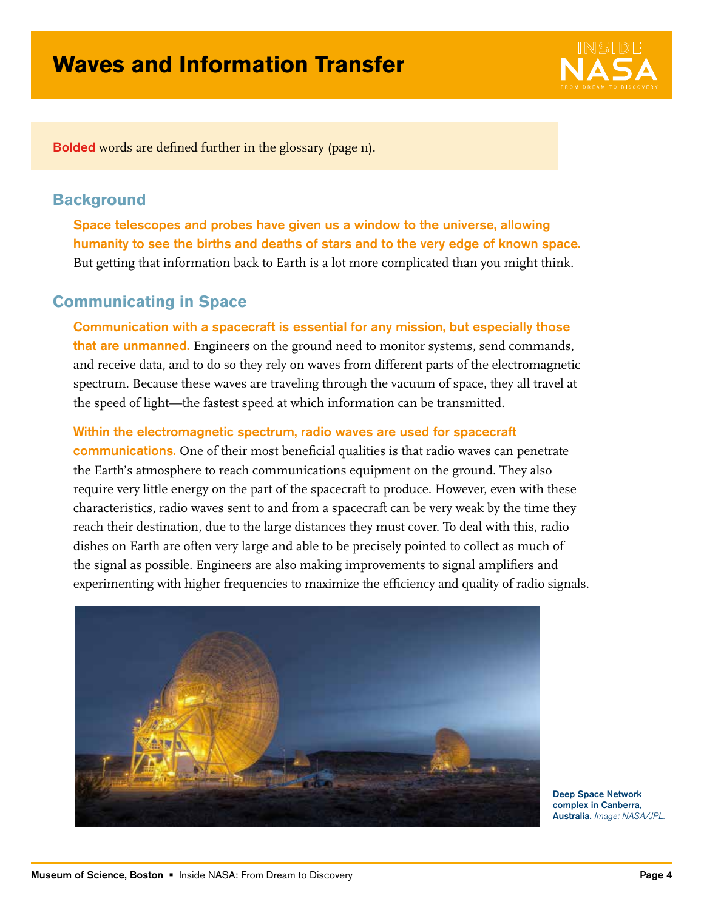# Waves and Information Transfer

**Bolded** words are defined further in the glossary (page 11).

## Background

**Space telescopes and probes have given us a window to the universe, allowing humanity to see the births and deaths of stars and to the very edge of known space.** But getting that information back to Earth is a lot more complicated than you might think.

## Communicating in Space

**Communication with a spacecraft is essential for any mission, but especially those that are unmanned.** Engineers on the ground need to monitor systems, send commands, and receive data, and to do so they rely on waves from different parts of the electromagnetic spectrum. Because these waves are traveling through the vacuum of space, they all travel at the speed of light—the fastest speed at which information can be transmitted.

**Within the electromagnetic spectrum, radio waves are used for spacecraft communications.** One of their most beneficial qualities is that radio waves can penetrate the Earth's atmosphere to reach communications equipment on the ground. They also require very little energy on the part of the spacecraft to produce. However, even with these characteristics, radio waves sent to and from a spacecraft can be very weak by the time they reach their destination, due to the large distances they must cover. To deal with this, radio dishes on Earth are often very large and able to be precisely pointed to collect as much of the signal as possible. Engineers are also making improvements to signal amplifiers and experimenting with higher frequencies to maximize the efficiency and quality of radio signals.

**Deep Space Network complex in Canberra, Australia.** *Image: NASA/JPL.*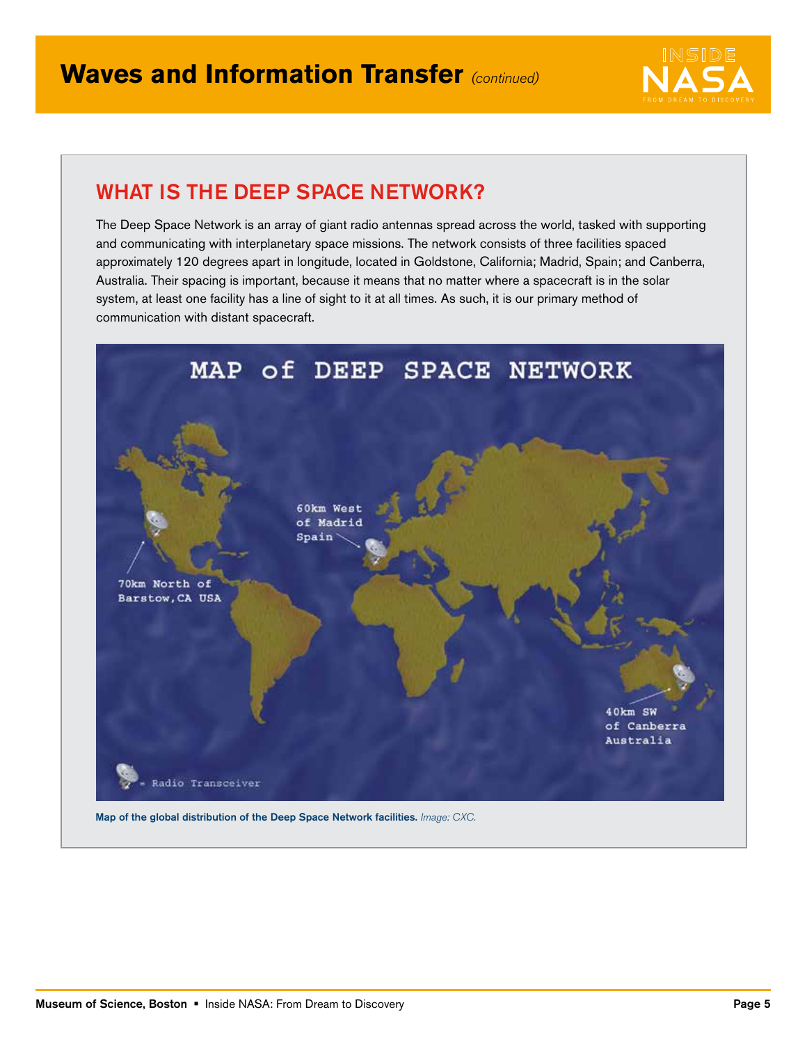## WHAT IS THE DEEP SPACE NETWORK?

The Deep Space Network is an array of giant radio antennas spread across the world, tasked with supporting and communicating with interplanetary space missions. The network consists of three facilities spaced approximately 120 degrees apart in longitude, located in Goldstone, California; Madrid, Spain; and Canberra, Australia. Their spacing is important, because it means that no matter where a spacecraft is in the solar system, at least one facility has a line of sight to it at all times. As such, it is our primary method of communication with distant spacecraft.

**Map of the global distribution of the Deep Space Network facilities.** *Image: CXC.*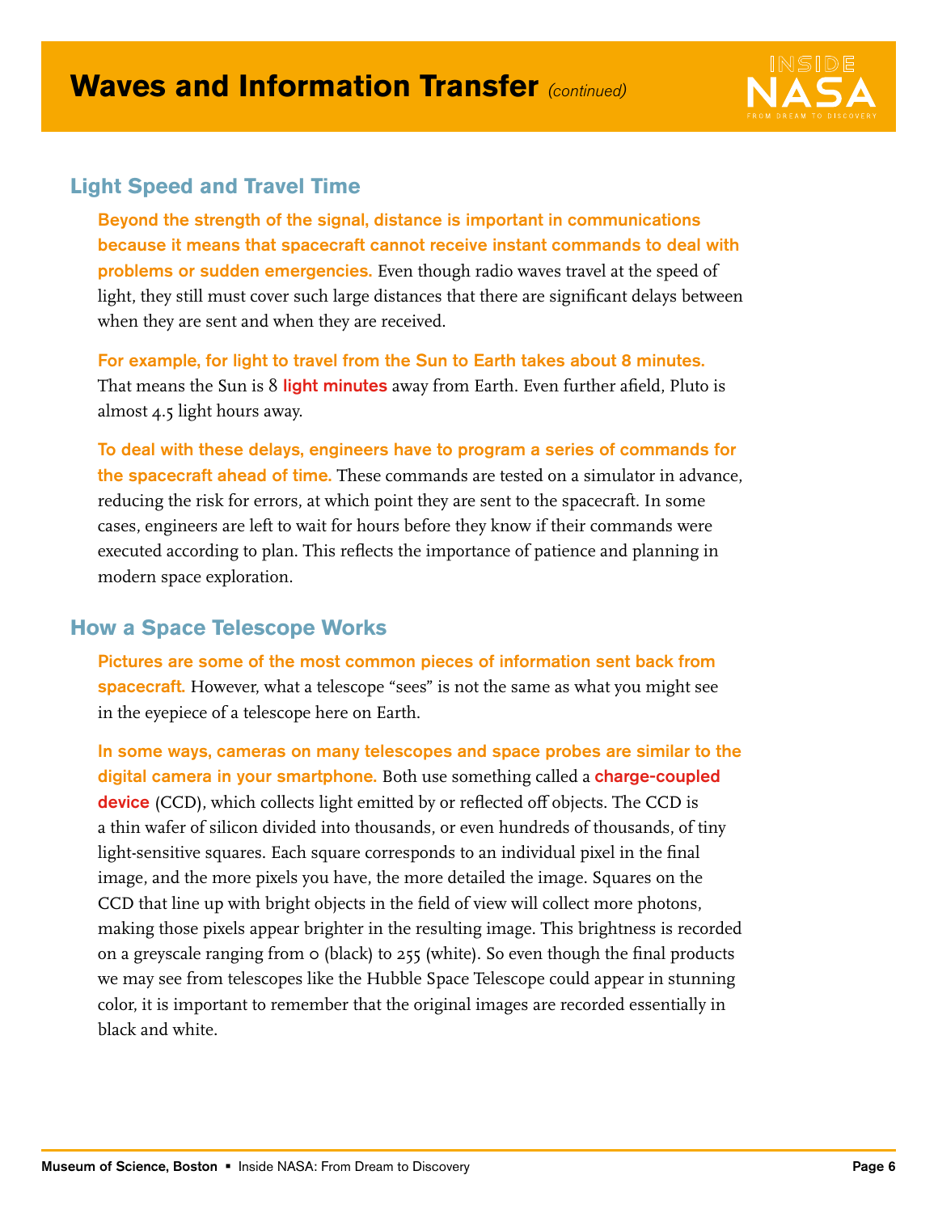# Waves and Information Transfer *(continued)*

## Light Speed and Travel Time

**Beyond the strength of the signal, distance is important in communications because it means that spacecraft cannot receive instant commands to deal with problems or sudden emergencies.** Even though radio waves travel at the speed of light, they still must cover such large distances that there are significant delays between when they are sent and when they are received.

**For example, for light to travel from the Sun to Earth takes about 8 minutes.** That means the Sun is 8 **light minutes** away from Earth. Even further afield, Pluto is almost 4.5 light hours away.

**To deal with these delays, engineers have to program a series of commands for the spacecraft ahead of time.** These commands are tested on a simulator in advance, reducing the risk for errors, at which point they are sent to the spacecraft. In some cases, engineers are left to wait for hours before they know if their commands were executed according to plan. This reflects the importance of patience and planning in modern space exploration.

## How a Space Telescope Works

**Pictures are some of the most common pieces of information sent back from spacecraft.** However, what a telescope "sees" is not the same as what you might see in the eyepiece of a telescope here on Earth.

**In some ways, cameras on many telescopes and space probes are similar to the digital camera in your smartphone.** Both use something called a **charge-coupled device** (CCD), which collects light emitted by or reflected off objects. The CCD is a thin wafer of silicon divided into thousands, or even hundreds of thousands, of tiny light-sensitive squares. Each square corresponds to an individual pixel in the final image, and the more pixels you have, the more detailed the image. Squares on the CCD that line up with bright objects in the field of view will collect more photons, making those pixels appear brighter in the resulting image. This brightness is recorded on a greyscale ranging from 0 (black) to 255 (white). So even though the final products we may see from telescopes like the Hubble Space Telescope could appear in stunning color, it is important to remember that the original images are recorded essentially in black and white.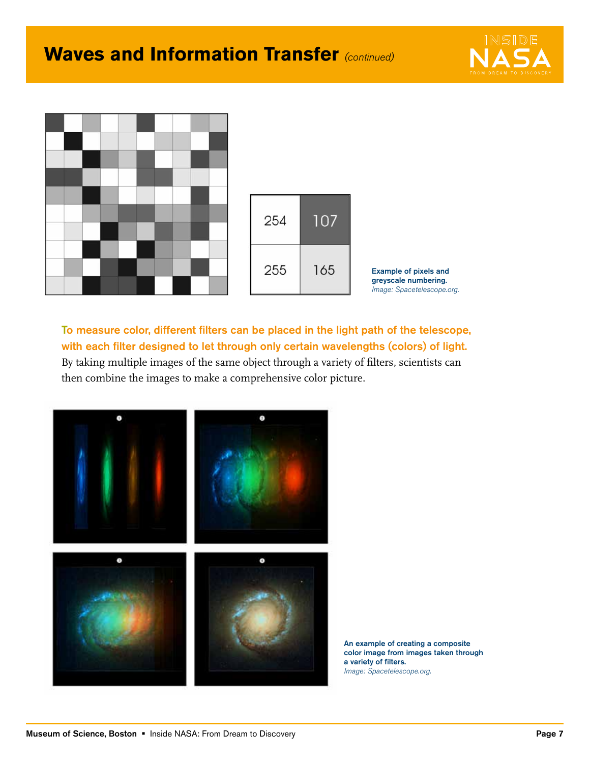# Waves and Information Transfer *(continued)*

| 254 | 107 |
|---|---|
| 255 | 165 |

**Example of pixels and greyscale numbering.**
*Image: Spacetelescope.org.*

**To measure color, different filters can be placed in the light path of the telescope, with each filter designed to let through only certain wavelengths (colors) of light.** By taking multiple images of the same object through a variety of filters, scientists can then combine the images to make a comprehensive color picture.

**An example of creating a composite color image from images taken through a variety of filters.**
*Image: Spacetelescope.org.*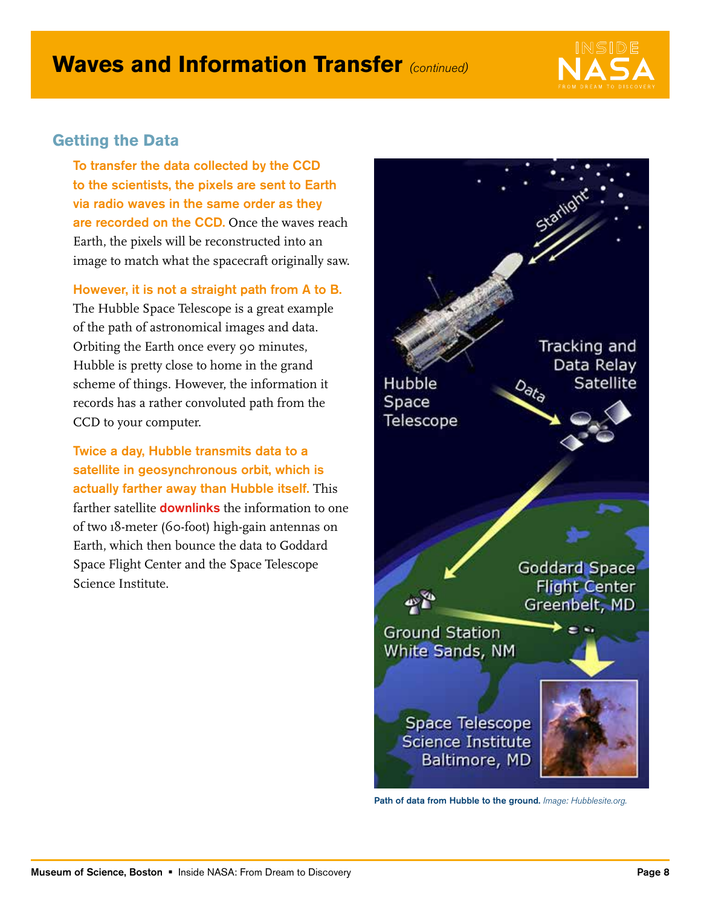# Waves and Information Transfer *(continued)*

## Getting the Data

**To transfer the data collected by the CCD to the scientists, the pixels are sent to Earth via radio waves in the same order as they are recorded on the CCD.** Once the waves reach Earth, the pixels will be reconstructed into an image to match what the spacecraft originally saw.

**However, it is not a straight path from A to B.** The Hubble Space Telescope is a great example of the path of astronomical images and data. Orbiting the Earth once every 90 minutes, Hubble is pretty close to home in the grand scheme of things. However, the information it records has a rather convoluted path from the CCD to your computer.

**Twice a day, Hubble transmits data to a satellite in geosynchronous orbit, which is actually farther away than Hubble itself.** This farther satellite **downlinks** the information to one of two 18-meter (60-foot) high-gain antennas on Earth, which then bounce the data to Goddard Space Flight Center and the Space Telescope Science Institute.

**Path of data from Hubble to the ground.** *Image: Hubblesite.org.*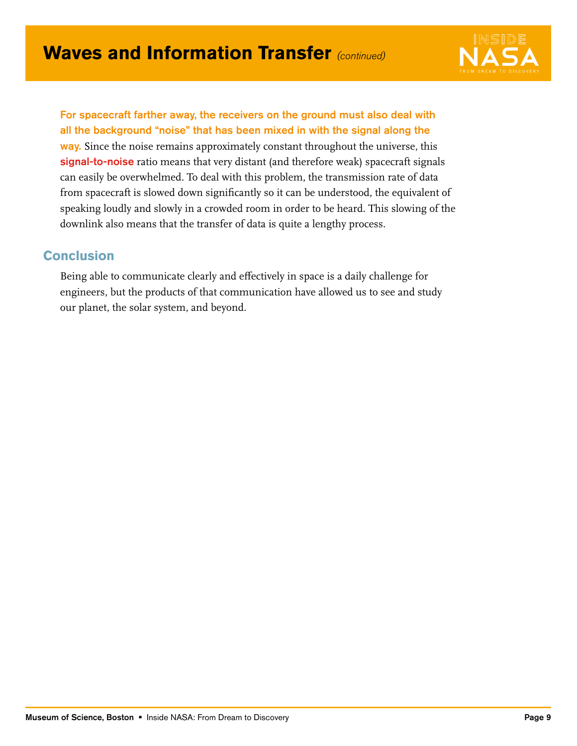# Waves and Information Transfer *(continued)*

**For spacecraft farther away, the receivers on the ground must also deal with all the background "noise" that has been mixed in with the signal along the way.** Since the noise remains approximately constant throughout the universe, this **signal-to-noise** ratio means that very distant (and therefore weak) spacecraft signals can easily be overwhelmed. To deal with this problem, the transmission rate of data from spacecraft is slowed down significantly so it can be understood, the equivalent of speaking loudly and slowly in a crowded room in order to be heard. This slowing of the downlink also means that the transfer of data is quite a lengthy process.

## Conclusion

Being able to communicate clearly and effectively in space is a daily challenge for engineers, but the products of that communication have allowed us to see and study our planet, the solar system, and beyond.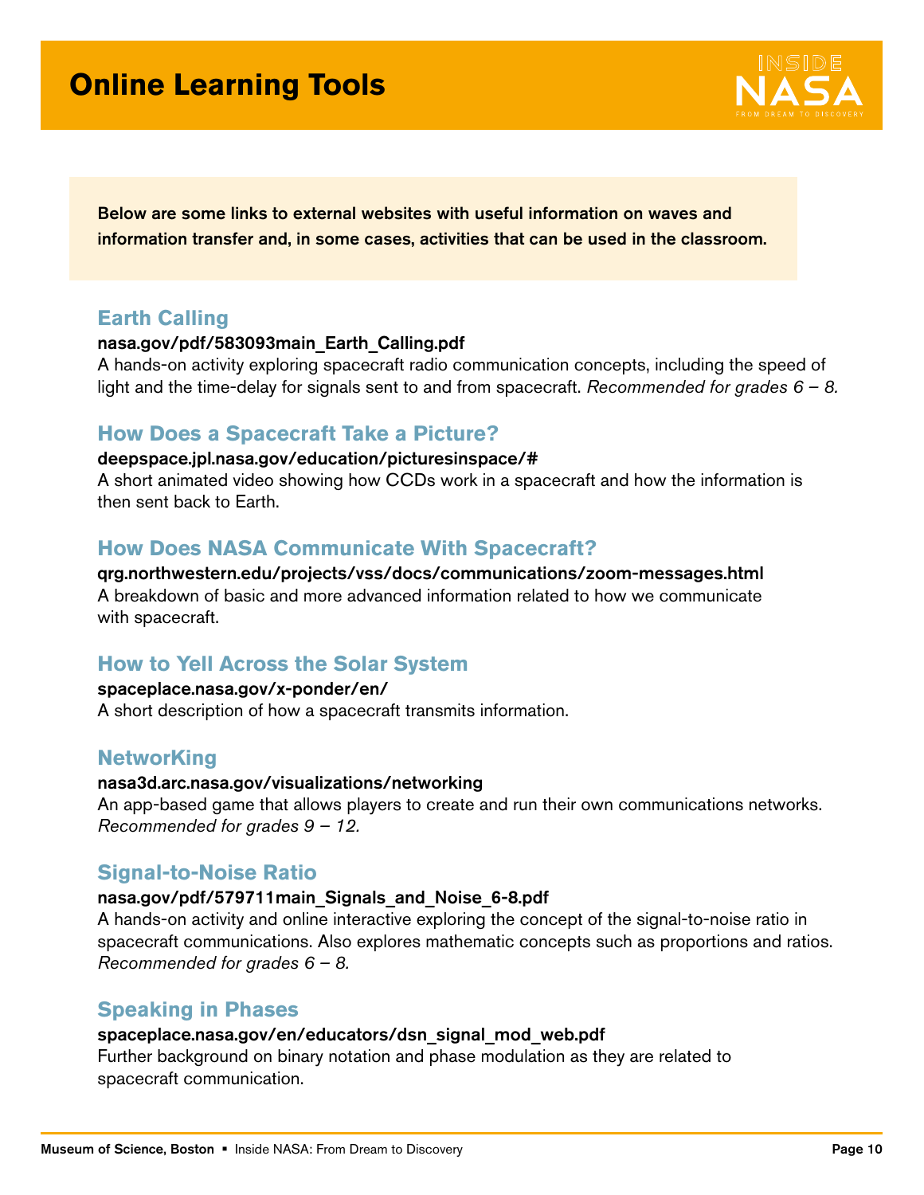# Online Learning Tools

**Below are some links to external websites with useful information on waves and information transfer and, in some cases, activities that can be used in the classroom.**

## Earth Calling

**nasa.gov/pdf/583093main_Earth_Calling.pdf**

A hands-on activity exploring spacecraft radio communication concepts, including the speed of light and the time-delay for signals sent to and from spacecraft. *Recommended for grades 6 – 8.*

## How Does a Spacecraft Take a Picture?

**deepspace.jpl.nasa.gov/education/picturesinspace/#**

A short animated video showing how CCDs work in a spacecraft and how the information is then sent back to Earth.

## How Does NASA Communicate With Spacecraft?

**qrg.northwestern.edu/projects/vss/docs/communications/zoom-messages.html**

A breakdown of basic and more advanced information related to how we communicate with spacecraft.

## How to Yell Across the Solar System

**spaceplace.nasa.gov/x-ponder/en/**

A short description of how a spacecraft transmits information.

## NetworKing

**nasa3d.arc.nasa.gov/visualizations/networking**

An app-based game that allows players to create and run their own communications networks. *Recommended for grades 9 – 12.*

## Signal-to-Noise Ratio

**nasa.gov/pdf/579711main_Signals_and_Noise_6-8.pdf**

A hands-on activity and online interactive exploring the concept of the signal-to-noise ratio in spacecraft communications. Also explores mathematic concepts such as proportions and ratios. *Recommended for grades 6 – 8.*

## Speaking in Phases

**spaceplace.nasa.gov/en/educators/dsn_signal_mod_web.pdf**

Further background on binary notation and phase modulation as they are related to spacecraft communication.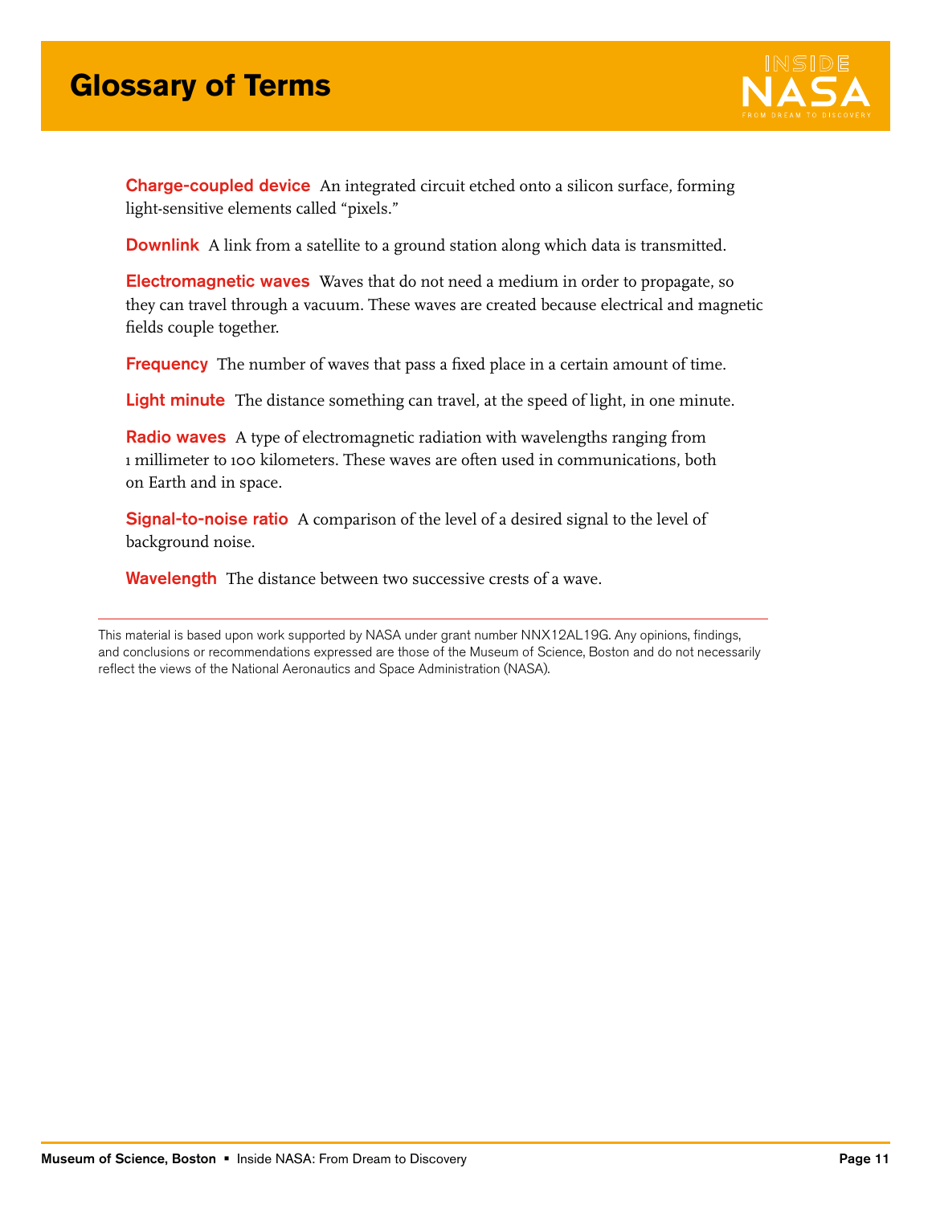# Glossary of Terms

**Charge-coupled device** An integrated circuit etched onto a silicon surface, forming light-sensitive elements called "pixels."

**Downlink** A link from a satellite to a ground station along which data is transmitted.

**Electromagnetic waves** Waves that do not need a medium in order to propagate, so they can travel through a vacuum. These waves are created because electrical and magnetic fields couple together.

**Frequency** The number of waves that pass a fixed place in a certain amount of time.

**Light minute** The distance something can travel, at the speed of light, in one minute.

**Radio waves** A type of electromagnetic radiation with wavelengths ranging from 1 millimeter to 100 kilometers. These waves are often used in communications, both on Earth and in space.

**Signal-to-noise ratio** A comparison of the level of a desired signal to the level of background noise.

**Wavelength** The distance between two successive crests of a wave.

---

This material is based upon work supported by NASA under grant number NNX12AL19G. Any opinions, findings, and conclusions or recommendations expressed are those of the Museum of Science, Boston and do not necessarily reflect the views of the National Aeronautics and Space Administration (NASA).